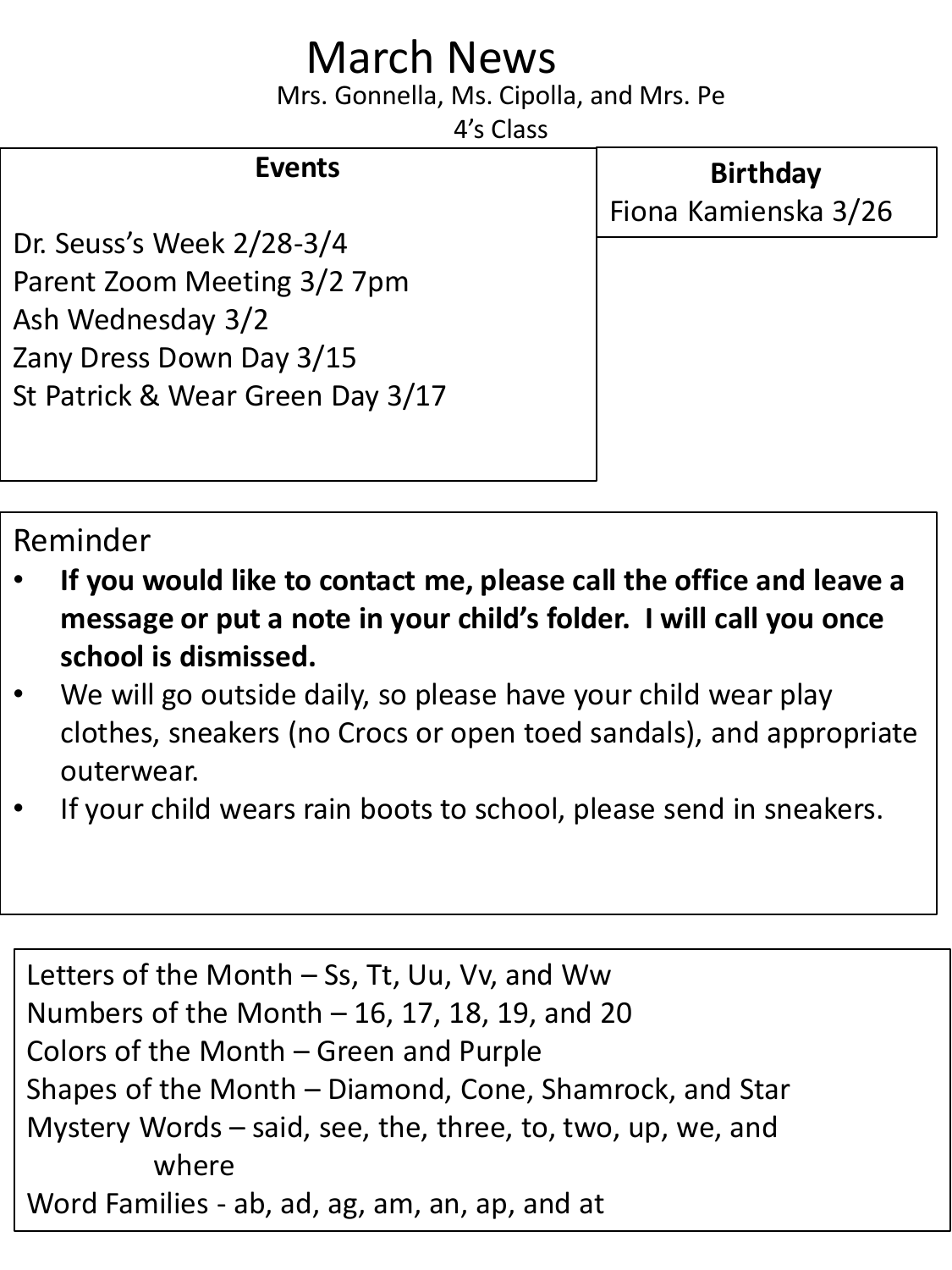# March News

Mrs. Gonnella, Ms. Cipolla, and Mrs. Pe

4's Class

## Events

Dr. Seuss's Week 2/28-3/4
Parent Zoom Meeting 3/2 7pm
Ash Wednesday 3/2
Zany Dress Down Day 3/15
St Patrick & Wear Green Day 3/17

## Birthday

Fiona Kamienska 3/26

## Reminder

- **If you would like to contact me, please call the office and leave a message or put a note in your child's folder. I will call you once school is dismissed.**
- We will go outside daily, so please have your child wear play clothes, sneakers (no Crocs or open toed sandals), and appropriate outerwear.
- If your child wears rain boots to school, please send in sneakers.

Letters of the Month – Ss, Tt, Uu, Vv, and Ww
Numbers of the Month – 16, 17, 18, 19, and 20
Colors of the Month – Green and Purple
Shapes of the Month – Diamond, Cone, Shamrock, and Star
Mystery Words – said, see, the, three, to, two, up, we, and where
Word Families - ab, ad, ag, am, an, ap, and at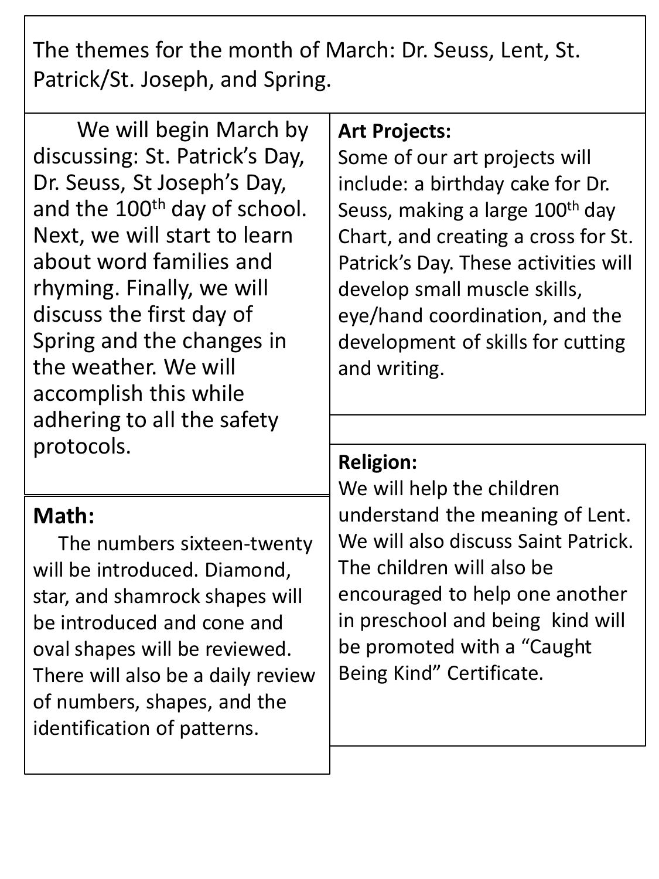The themes for the month of March: Dr. Seuss, Lent, St. Patrick/St. Joseph, and Spring.

We will begin March by discussing: St. Patrick's Day, Dr. Seuss, St Joseph's Day, and the 100th day of school. Next, we will start to learn about word families and rhyming. Finally, we will discuss the first day of Spring and the changes in the weather. We will accomplish this while adhering to all the safety protocols.

**Math:**

The numbers sixteen-twenty will be introduced. Diamond, star, and shamrock shapes will be introduced and cone and oval shapes will be reviewed. There will also be a daily review of numbers, shapes, and the identification of patterns.

**Art Projects:**

Some of our art projects will include: a birthday cake for Dr. Seuss, making a large 100th day Chart, and creating a cross for St. Patrick's Day. These activities will develop small muscle skills, eye/hand coordination, and the development of skills for cutting and writing.

**Religion:**

We will help the children understand the meaning of Lent. We will also discuss Saint Patrick. The children will also be encouraged to help one another in preschool and being kind will be promoted with a "Caught Being Kind" Certificate.